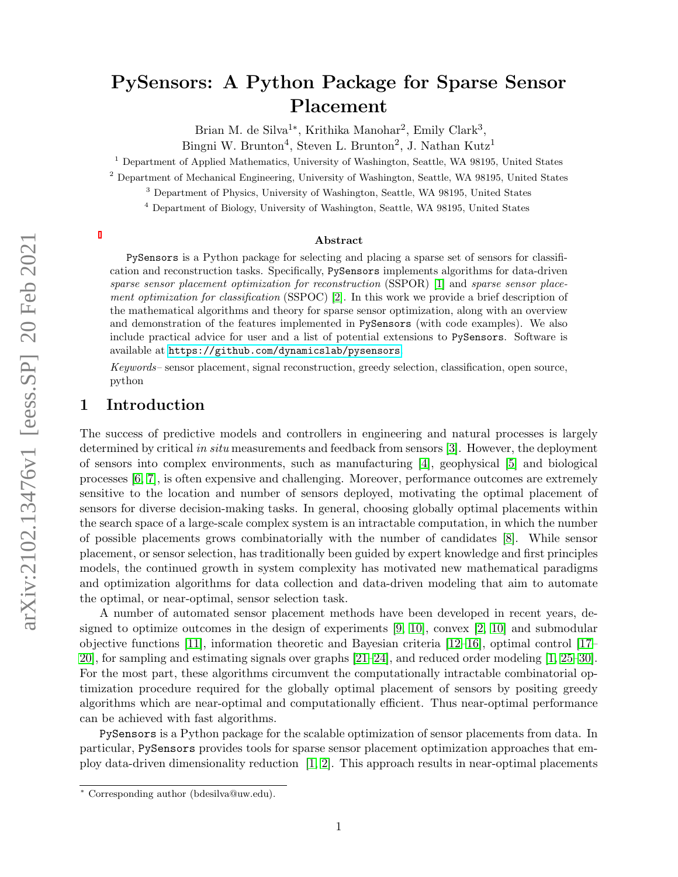# PySensors: A Python Package for Sparse Sensor Placement

Brian M. de Silva[1*], Krithika Manohar[2], Emily Clark[3],
Bingni W. Brunton[4], Steven L. Brunton[2], J. Nathan Kutz[1]

[1] Department of Applied Mathematics, University of Washington, Seattle, WA 98195, United States

[2] Department of Mechanical Engineering, University of Washington, Seattle, WA 98195, United States

[3] Department of Physics, University of Washington, Seattle, WA 98195, United States

[4] Department of Biology, University of Washington, Seattle, WA 98195, United States

### Abstract

PySensors is a Python package for selecting and placing a sparse set of sensors for classification and reconstruction tasks. Specifically, PySensors implements algorithms for data-driven *sparse sensor placement optimization for reconstruction* (SSPOR) [1] and *sparse sensor placement optimization for classification* (SSPOC) [2]. In this work we provide a brief description of the mathematical algorithms and theory for sparse sensor optimization, along with an overview and demonstration of the features implemented in PySensors (with code examples). We also include practical advice for user and a list of potential extensions to PySensors. Software is available at https://github.com/dynamicslab/pysensors.

*Keywords*– sensor placement, signal reconstruction, greedy selection, classification, open source, python

## 1 Introduction

The success of predictive models and controllers in engineering and natural processes is largely determined by critical *in situ* measurements and feedback from sensors [3]. However, the deployment of sensors into complex environments, such as manufacturing [4], geophysical [5] and biological processes [6, 7], is often expensive and challenging. Moreover, performance outcomes are extremely sensitive to the location and number of sensors deployed, motivating the optimal placement of sensors for diverse decision-making tasks. In general, choosing globally optimal placements within the search space of a large-scale complex system is an intractable computation, in which the number of possible placements grows combinatorially with the number of candidates [8]. While sensor placement, or sensor selection, has traditionally been guided by expert knowledge and first principles models, the continued growth in system complexity has motivated new mathematical paradigms and optimization algorithms for data collection and data-driven modeling that aim to automate the optimal, or near-optimal, sensor selection task.

A number of automated sensor placement methods have been developed in recent years, designed to optimize outcomes in the design of experiments [9, 10], convex [2, 10] and submodular objective functions [11], information theoretic and Bayesian criteria [12–16], optimal control [17–20], for sampling and estimating signals over graphs [21–24], and reduced order modeling [1, 25–30]. For the most part, these algorithms circumvent the computationally intractable combinatorial optimization procedure required for the globally optimal placement of sensors by positing greedy algorithms which are near-optimal and computationally efficient. Thus near-optimal performance can be achieved with fast algorithms.

PySensors is a Python package for the scalable optimization of sensor placements from data. In particular, PySensors provides tools for sparse sensor placement optimization approaches that employ data-driven dimensionality reduction [1, 2]. This approach results in near-optimal placements

* Corresponding author (bdesilva@uw.edu).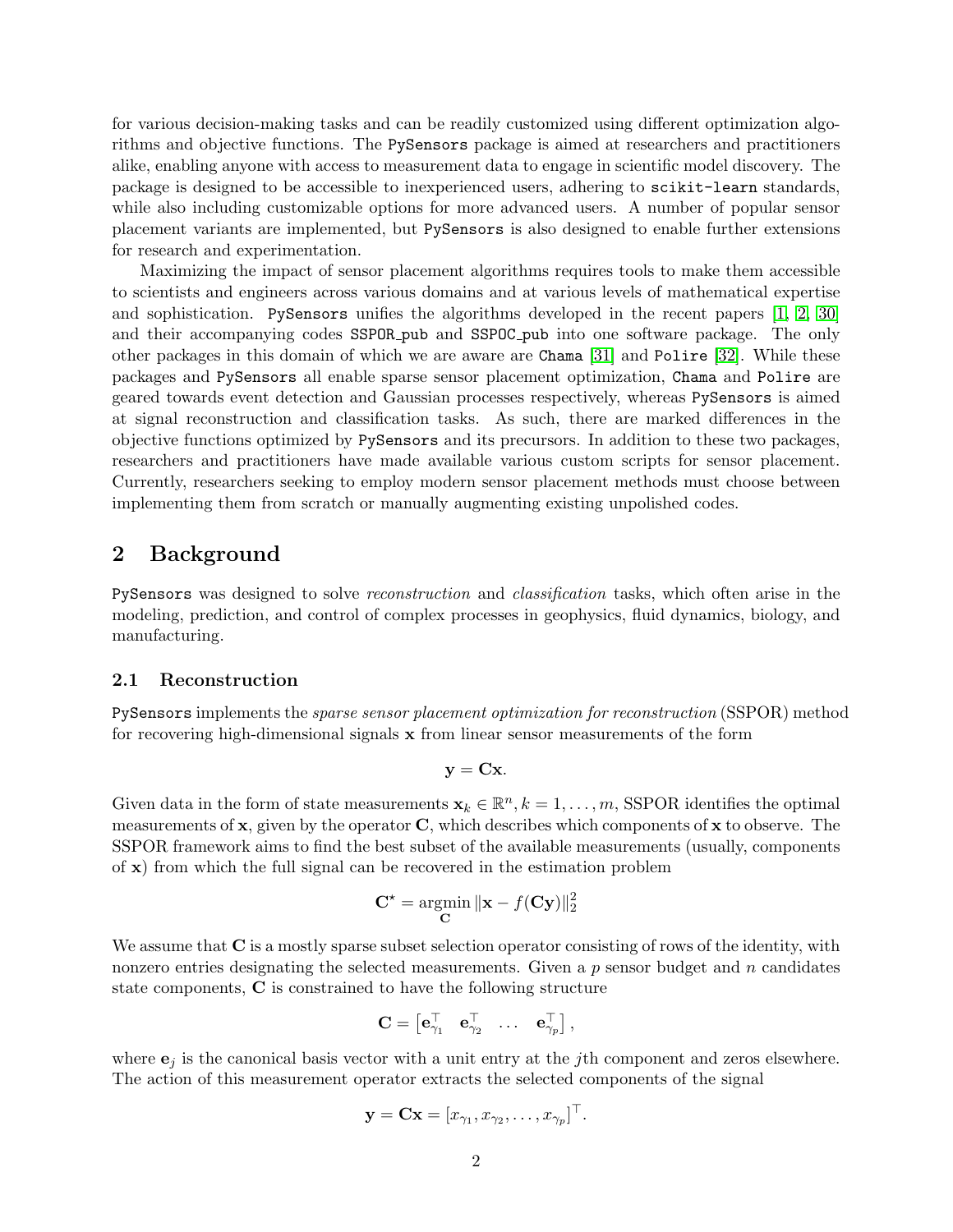for various decision-making tasks and can be readily customized using different optimization algorithms and objective functions. The `PySensors` package is aimed at researchers and practitioners alike, enabling anyone with access to measurement data to engage in scientific model discovery. The package is designed to be accessible to inexperienced users, adhering to `scikit-learn` standards, while also including customizable options for more advanced users. A number of popular sensor placement variants are implemented, but `PySensors` is also designed to enable further extensions for research and experimentation.

Maximizing the impact of sensor placement algorithms requires tools to make them accessible to scientists and engineers across various domains and at various levels of mathematical expertise and sophistication. `PySensors` unifies the algorithms developed in the recent papers [1, 2, 30] and their accompanying codes `SSPOR_pub` and `SSPOC_pub` into one software package. The only other packages in this domain of which we are aware are `Chama` [31] and `Polire` [32]. While these packages and `PySensors` all enable sparse sensor placement optimization, `Chama` and `Polire` are geared towards event detection and Gaussian processes respectively, whereas `PySensors` is aimed at signal reconstruction and classification tasks. As such, there are marked differences in the objective functions optimized by `PySensors` and its precursors. In addition to these two packages, researchers and practitioners have made available various custom scripts for sensor placement. Currently, researchers seeking to employ modern sensor placement methods must choose between implementing them from scratch or manually augmenting existing unpolished codes.

## 2 Background

`PySensors` was designed to solve *reconstruction* and *classification* tasks, which often arise in the modeling, prediction, and control of complex processes in geophysics, fluid dynamics, biology, and manufacturing.

### 2.1 Reconstruction

`PySensors` implements the *sparse sensor placement optimization for reconstruction* (SSPOR) method for recovering high-dimensional signals $\mathbf{x}$ from linear sensor measurements of the form

$$\mathbf{y} = \mathbf{C}\mathbf{x}.$$

Given data in the form of state measurements $\mathbf{x}_k \in \mathbb{R}^n, k = 1, \dots, m$, SSPOR identifies the optimal measurements of $\mathbf{x}$, given by the operator $\mathbf{C}$, which describes which components of $\mathbf{x}$ to observe. The SSPOR framework aims to find the best subset of the available measurements (usually, components of $\mathbf{x}$) from which the full signal can be recovered in the estimation problem

$$\mathbf{C}^\star = \underset{\mathbf{C}}{\operatorname{argmin}} \|\mathbf{x} - f(\mathbf{C}\mathbf{y})\|_2^2$$

We assume that $\mathbf{C}$ is a mostly sparse subset selection operator consisting of rows of the identity, with nonzero entries designating the selected measurements. Given a $p$ sensor budget and $n$ candidates state components, $\mathbf{C}$ is constrained to have the following structure

$$\mathbf{C} = \begin{bmatrix} \mathbf{e}_{\gamma_1}^\top & \mathbf{e}_{\gamma_2}^\top & \dots & \mathbf{e}_{\gamma_p}^\top \end{bmatrix},$$

where $\mathbf{e}_j$ is the canonical basis vector with a unit entry at the $j$th component and zeros elsewhere. The action of this measurement operator extracts the selected components of the signal

$$\mathbf{y} = \mathbf{C}\mathbf{x} = [x_{\gamma_1}, x_{\gamma_2}, \dots, x_{\gamma_p}]^\top.$$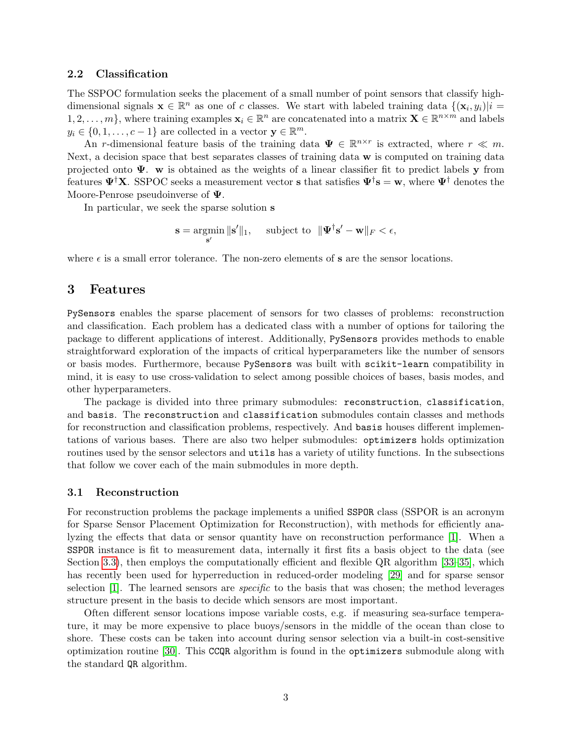### 2.2 Classification

The SSPOC formulation seeks the placement of a small number of point sensors that classify high-dimensional signals $\mathbf{x} \in \mathbb{R}^n$ as one of $c$ classes. We start with labeled training data $\{(\mathbf{x}_i, y_i) | i = 1, 2, \ldots, m\}$, where training examples $\mathbf{x}_i \in \mathbb{R}^n$ are concatenated into a matrix $\mathbf{X} \in \mathbb{R}^{n \times m}$ and labels $y_i \in \{0, 1, \ldots, c-1\}$ are collected in a vector $\mathbf{y} \in \mathbb{R}^m$.

An $r$-dimensional feature basis of the training data $\mathbf{\Psi} \in \mathbb{R}^{n \times r}$ is extracted, where $r \ll m$. Next, a decision space that best separates classes of training data $\mathbf{w}$ is computed on training data projected onto $\mathbf{\Psi}$. $\mathbf{w}$ is obtained as the weights of a linear classifier fit to predict labels $\mathbf{y}$ from features $\mathbf{\Psi}^\dagger \mathbf{X}$. SSPOC seeks a measurement vector $\mathbf{s}$ that satisfies $\mathbf{\Psi}^\dagger \mathbf{s} = \mathbf{w}$, where $\mathbf{\Psi}^\dagger$ denotes the Moore-Penrose pseudoinverse of $\mathbf{\Psi}$.

In particular, we seek the sparse solution $\mathbf{s}$

$$\mathbf{s} = \underset{\mathbf{s}'}{\operatorname{argmin}} \|\mathbf{s}'\|_1, \quad \text{subject to} \quad \|\mathbf{\Psi}^\dagger \mathbf{s}' - \mathbf{w}\|_F < \epsilon,$$

where $\epsilon$ is a small error tolerance. The non-zero elements of $\mathbf{s}$ are the sensor locations.

## 3 Features

`PySensors` enables the sparse placement of sensors for two classes of problems: reconstruction and classification. Each problem has a dedicated class with a number of options for tailoring the package to different applications of interest. Additionally, `PySensors` provides methods to enable straightforward exploration of the impacts of critical hyperparameters like the number of sensors or basis modes. Furthermore, because `PySensors` was built with `scikit-learn` compatibility in mind, it is easy to use cross-validation to select among possible choices of bases, basis modes, and other hyperparameters.

The package is divided into three primary submodules: `reconstruction`, `classification`, and `basis`. The `reconstruction` and `classification` submodules contain classes and methods for reconstruction and classification problems, respectively. And `basis` houses different implementations of various bases. There are also two helper submodules: `optimizers` holds optimization routines used by the sensor selectors and `utils` has a variety of utility functions. In the subsections that follow we cover each of the main submodules in more depth.

### 3.1 Reconstruction

For reconstruction problems the package implements a unified `SSPOR` class (SSPOR is an acronym for Sparse Sensor Placement Optimization for Reconstruction), with methods for efficiently analyzing the effects that data or sensor quantity have on reconstruction performance [1]. When a `SSPOR` instance is fit to measurement data, internally it first fits a basis object to the data (see Section 3.3), then employs the computationally efficient and flexible QR algorithm [33–35], which has recently been used for hyperreduction in reduced-order modeling [29] and for sparse sensor selection [1]. The learned sensors are *specific* to the basis that was chosen; the method leverages structure present in the basis to decide which sensors are most important.

Often different sensor locations impose variable costs, e.g. if measuring sea-surface temperature, it may be more expensive to place buoys/sensors in the middle of the ocean than close to shore. These costs can be taken into account during sensor selection via a built-in cost-sensitive optimization routine [30]. This `CCQR` algorithm is found in the `optimizers` submodule along with the standard `QR` algorithm.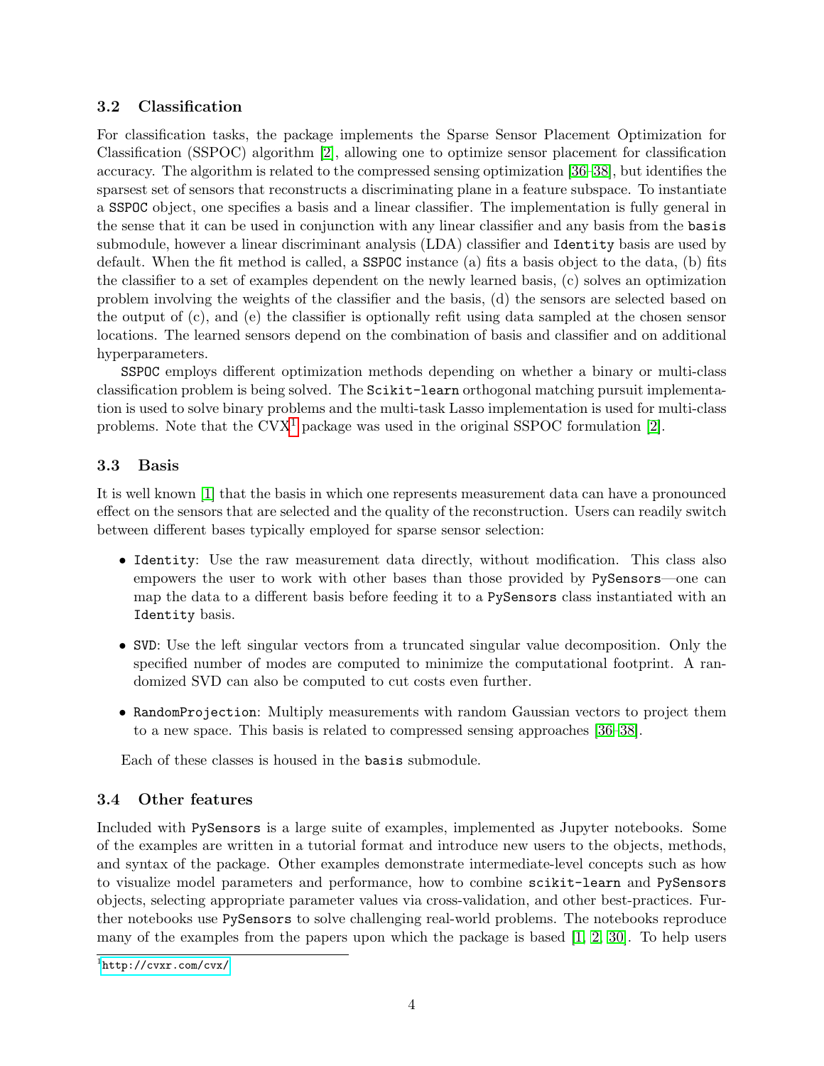### 3.2 Classification

For classification tasks, the package implements the Sparse Sensor Placement Optimization for Classification (SSPOC) algorithm [2], allowing one to optimize sensor placement for classification accuracy. The algorithm is related to the compressed sensing optimization [36–38], but identifies the sparsest set of sensors that reconstructs a discriminating plane in a feature subspace. To instantiate a `SSPOC` object, one specifies a basis and a linear classifier. The implementation is fully general in the sense that it can be used in conjunction with any linear classifier and any basis from the `basis` submodule, however a linear discriminant analysis (LDA) classifier and `Identity` basis are used by default. When the fit method is called, a `SSPOC` instance (a) fits a basis object to the data, (b) fits the classifier to a set of examples dependent on the newly learned basis, (c) solves an optimization problem involving the weights of the classifier and the basis, (d) the sensors are selected based on the output of (c), and (e) the classifier is optionally refit using data sampled at the chosen sensor locations. The learned sensors depend on the combination of basis and classifier and on additional hyperparameters.

`SSPOC` employs different optimization methods depending on whether a binary or multi-class classification problem is being solved. The `Scikit-learn` orthogonal matching pursuit implementation is used to solve binary problems and the multi-task Lasso implementation is used for multi-class problems. Note that the CVX[1] package was used in the original SSPOC formulation [2].

### 3.3 Basis

It is well known [1] that the basis in which one represents measurement data can have a pronounced effect on the sensors that are selected and the quality of the reconstruction. Users can readily switch between different bases typically employed for sparse sensor selection:

- `Identity`: Use the raw measurement data directly, without modification. This class also empowers the user to work with other bases than those provided by `PySensors`—one can map the data to a different basis before feeding it to a `PySensors` class instantiated with an `Identity` basis.
- `SVD`: Use the left singular vectors from a truncated singular value decomposition. Only the specified number of modes are computed to minimize the computational footprint. A randomized SVD can also be computed to cut costs even further.
- `RandomProjection`: Multiply measurements with random Gaussian vectors to project them to a new space. This basis is related to compressed sensing approaches [36–38].

Each of these classes is housed in the `basis` submodule.

### 3.4 Other features

Included with `PySensors` is a large suite of examples, implemented as Jupyter notebooks. Some of the examples are written in a tutorial format and introduce new users to the objects, methods, and syntax of the package. Other examples demonstrate intermediate-level concepts such as how to visualize model parameters and performance, how to combine `scikit-learn` and `PySensors` objects, selecting appropriate parameter values via cross-validation, and other best-practices. Further notebooks use `PySensors` to solve challenging real-world problems. The notebooks reproduce many of the examples from the papers upon which the package is based [1, 2, 30]. To help users

[1] http://cvxr.com/cvx/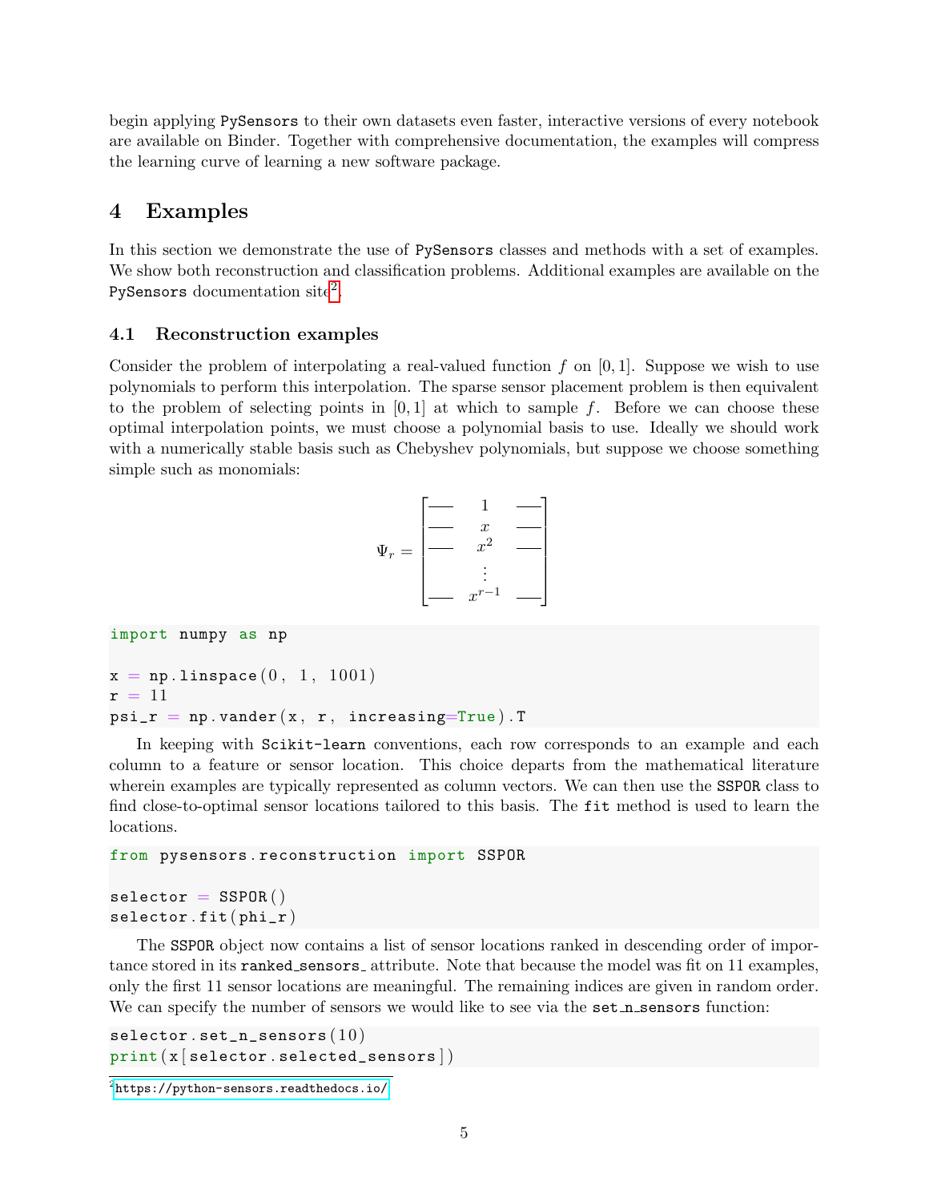begin applying PySensors to their own datasets even faster, interactive versions of every notebook are available on Binder. Together with comprehensive documentation, the examples will compress the learning curve of learning a new software package.

## 4 Examples

In this section we demonstrate the use of PySensors classes and methods with a set of examples. We show both reconstruction and classification problems. Additional examples are available on the PySensors documentation site[2].

### 4.1 Reconstruction examples

Consider the problem of interpolating a real-valued function $f$ on $[0, 1]$. Suppose we wish to use polynomials to perform this interpolation. The sparse sensor placement problem is then equivalent to the problem of selecting points in $[0, 1]$ at which to sample $f$. Before we can choose these optimal interpolation points, we must choose a polynomial basis to use. Ideally we should work with a numerically stable basis such as Chebyshev polynomials, but suppose we choose something simple such as monomials:

$$\Psi_r = \begin{bmatrix} — & 1 & — \\ — & x & — \\ — & x^2 & — \\ & \vdots & \\ — & x^{r-1} & — \end{bmatrix}$$

```
import numpy as np

x = np.linspace(0, 1, 1001)
r = 11
psi_r = np.vander(x, r, increasing=True).T
```

In keeping with Scikit-learn conventions, each row corresponds to an example and each column to a feature or sensor location. This choice departs from the mathematical literature wherein examples are typically represented as column vectors. We can then use the SSPOR class to find close-to-optimal sensor locations tailored to this basis. The fit method is used to learn the locations.

```
from pysensors.reconstruction import SSPOR

selector = SSPOR()
selector.fit(phi_r)
```

The SSPOR object now contains a list of sensor locations ranked in descending order of importance stored in its ranked_sensors_ attribute. Note that because the model was fit on 11 examples, only the first 11 sensor locations are meaningful. The remaining indices are given in random order. We can specify the number of sensors we would like to see via the set_n_sensors function:

```
selector.set_n_sensors(10)
print(x[selector.selected_sensors])
```

[2] https://python-sensors.readthedocs.io/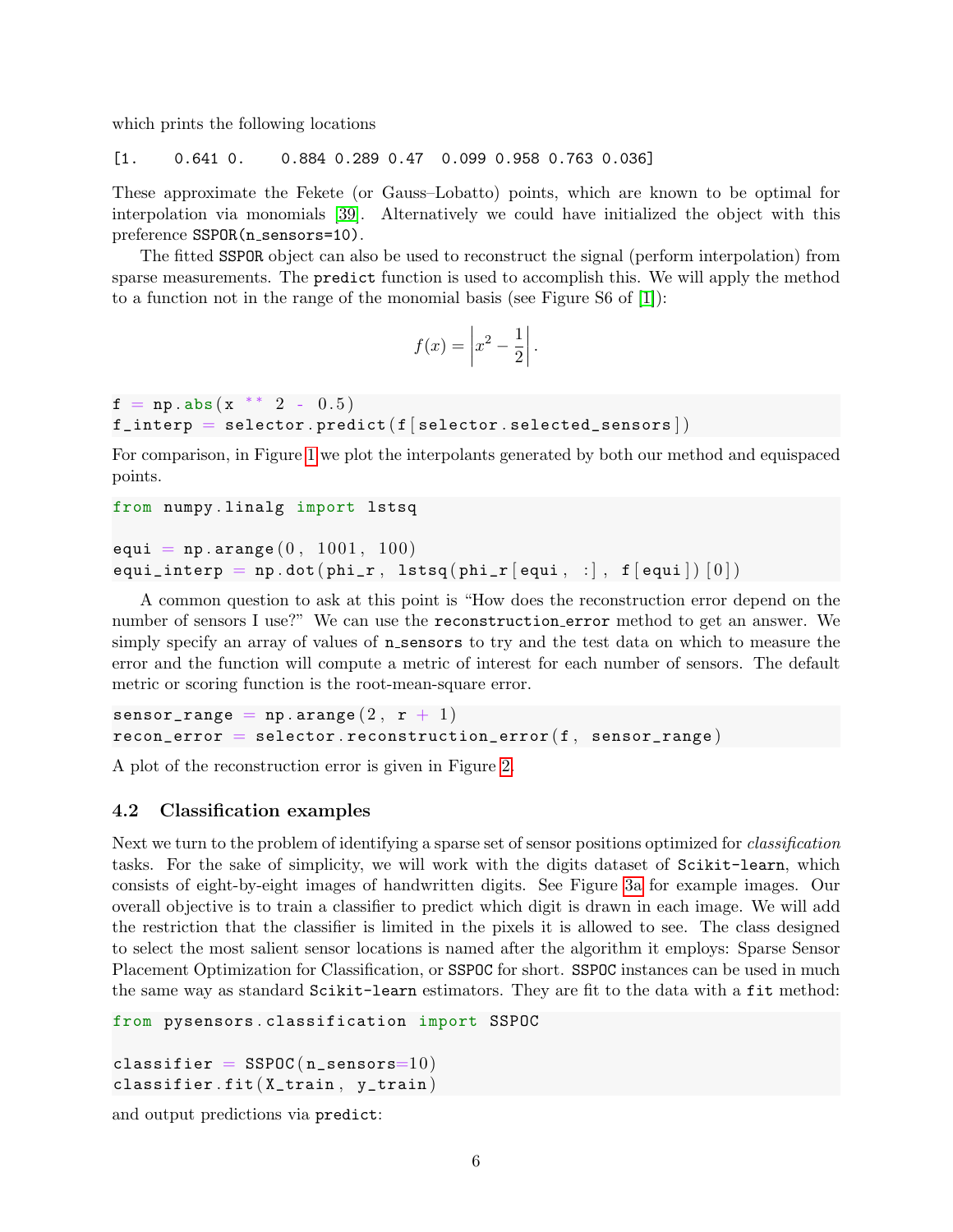which prints the following locations

```
[1.    0.641 0.    0.884 0.289 0.47  0.099 0.958 0.763 0.036]
```

These approximate the Fekete (or Gauss–Lobatto) points, which are known to be optimal for interpolation via monomials [39]. Alternatively we could have initialized the object with this preference `SSPOR(n_sensors=10)`.

The fitted `SSPOR` object can also be used to reconstruct the signal (perform interpolation) from sparse measurements. The `predict` function is used to accomplish this. We will apply the method to a function not in the range of the monomial basis (see Figure S6 of [1]):

$$f(x) = \left| x^2 - \frac{1}{2} \right|.$$

```
f = np.abs(x ** 2 - 0.5)
f_interp = selector.predict(f[selector.selected_sensors])
```

For comparison, in Figure 1 we plot the interpolants generated by both our method and equispaced points.

```
from numpy.linalg import lstsq

equi = np.arange(0, 1001, 100)
equi_interp = np.dot(phi_r, lstsq(phi_r[equi, :], f[equi])[0])
```

A common question to ask at this point is "How does the reconstruction error depend on the number of sensors I use?" We can use the `reconstruction_error` method to get an answer. We simply specify an array of values of `n_sensors` to try and the test data on which to measure the error and the function will compute a metric of interest for each number of sensors. The default metric or scoring function is the root-mean-square error.

```
sensor_range = np.arange(2, r + 1)
recon_error = selector.reconstruction_error(f, sensor_range)
```

A plot of the reconstruction error is given in Figure 2.

### 4.2 Classification examples

Next we turn to the problem of identifying a sparse set of sensor positions optimized for *classification* tasks. For the sake of simplicity, we will work with the digits dataset of `Scikit-learn`, which consists of eight-by-eight images of handwritten digits. See Figure 3a for example images. Our overall objective is to train a classifier to predict which digit is drawn in each image. We will add the restriction that the classifier is limited in the pixels it is allowed to see. The class designed to select the most salient sensor locations is named after the algorithm it employs: Sparse Sensor Placement Optimization for Classification, or `SSPOC` for short. `SSPOC` instances can be used in much the same way as standard `Scikit-learn` estimators. They are fit to the data with a `fit` method:

```
from pysensors.classification import SSPOC

classifier = SSPOC(n_sensors=10)
classifier.fit(X_train, y_train)
```

and output predictions via `predict`: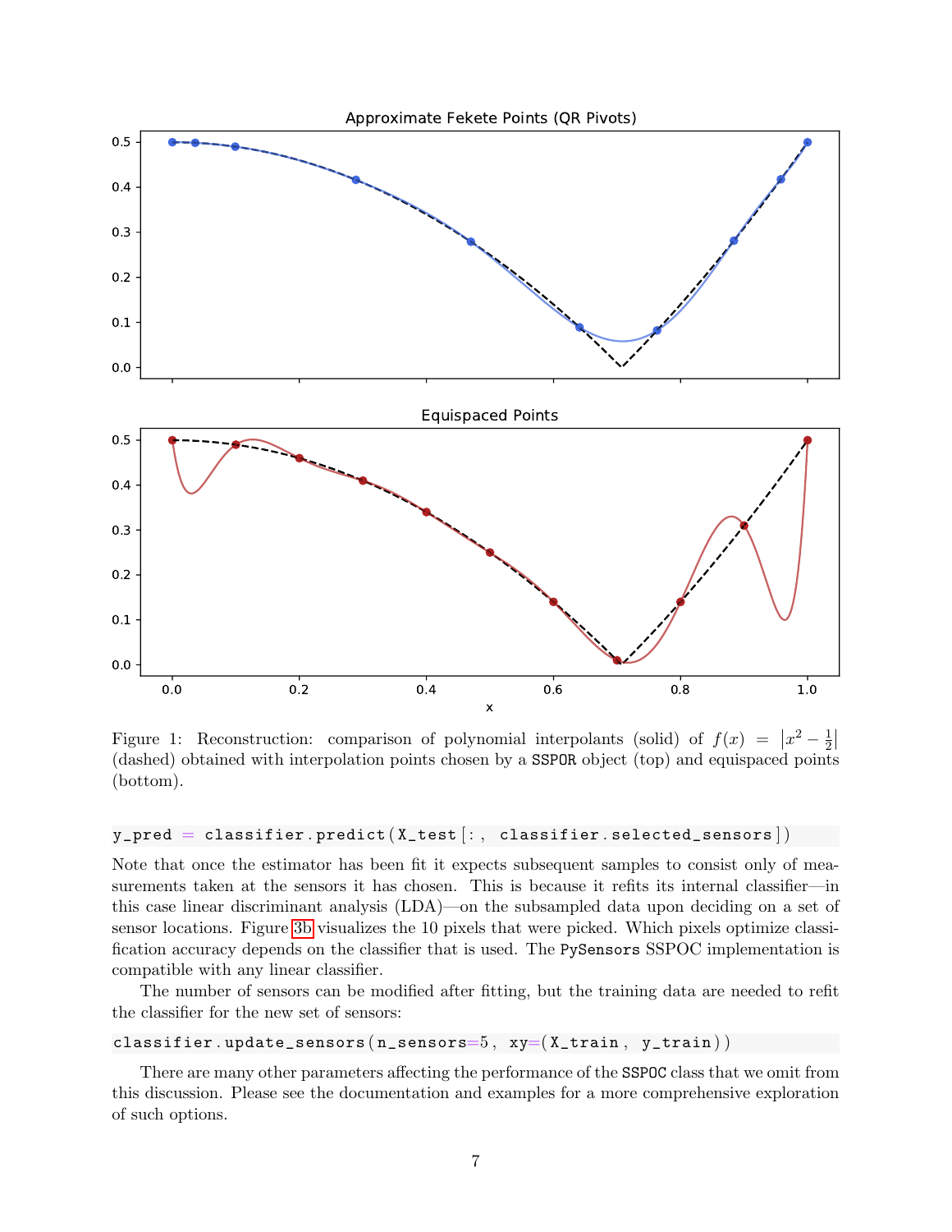Figure 1: Reconstruction: comparison of polynomial interpolants (solid) of $f(x) = \left|x^2 - \frac{1}{2}\right|$ (dashed) obtained with interpolation points chosen by a SSPOR object (top) and equispaced points (bottom).

```
y_pred = classifier.predict(X_test[:, classifier.selected_sensors])
```

Note that once the estimator has been fit it expects subsequent samples to consist only of measurements taken at the sensors it has chosen. This is because it refits its internal classifier—in this case linear discriminant analysis (LDA)—on the subsampled data upon deciding on a set of sensor locations. Figure 3b visualizes the 10 pixels that were picked. Which pixels optimize classification accuracy depends on the classifier that is used. The PySensors SSPOC implementation is compatible with any linear classifier.

The number of sensors can be modified after fitting, but the training data are needed to refit the classifier for the new set of sensors:

```
classifier.update_sensors(n_sensors=5, xy=(X_train, y_train))
```

There are many other parameters affecting the performance of the SSPOC class that we omit from this discussion. Please see the documentation and examples for a more comprehensive exploration of such options.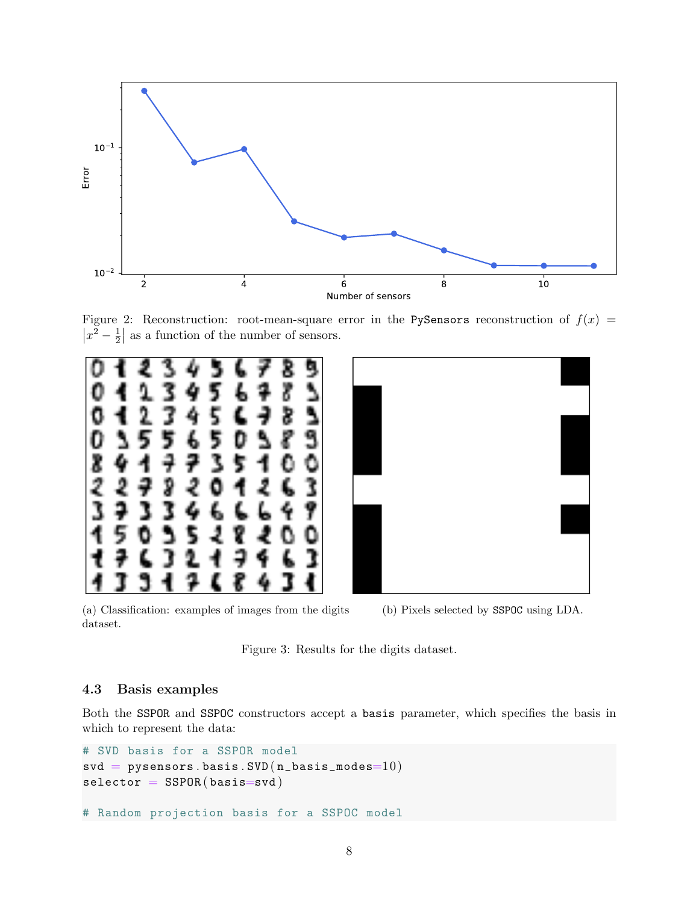Figure 2: Reconstruction: root-mean-square error in the `PySensors` reconstruction of $f(x) = \left|x^2 - \frac{1}{2}\right|$ as a function of the number of sensors.

(a) Classification: examples of images from the digits dataset.

(b) Pixels selected by `SSPOC` using LDA.

Figure 3: Results for the digits dataset.

### 4.3 Basis examples

Both the `SSPOR` and `SSPOC` constructors accept a `basis` parameter, which specifies the basis in which to represent the data:

```
# SVD basis for a SSPOR model
svd = pysensors.basis.SVD(n_basis_modes=10)
selector = SSPOR(basis=svd)

# Random projection basis for a SSPOC model
```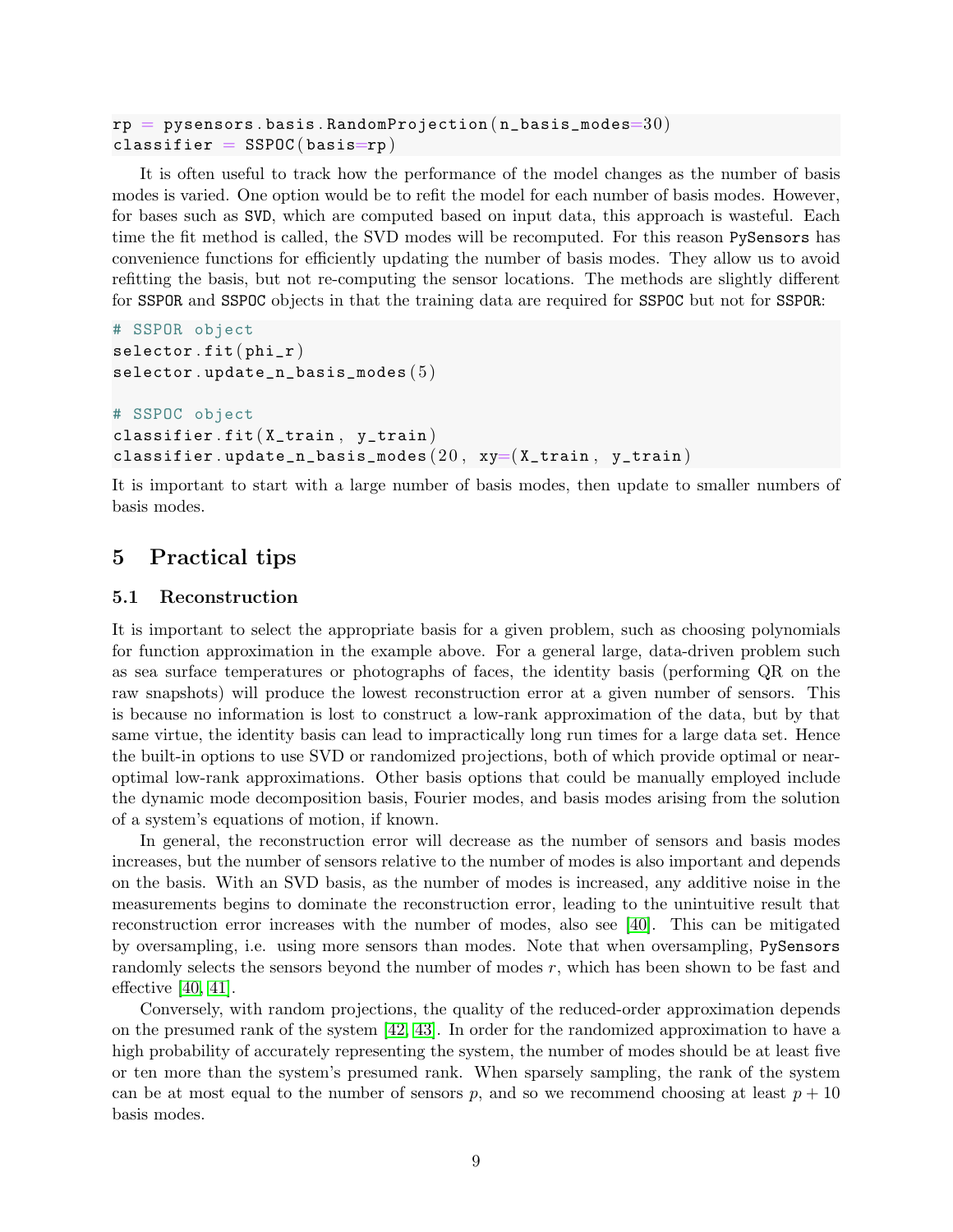```
rp = pysensors.basis.RandomProjection(n_basis_modes=30)
classifier = SSPOC(basis=rp)
```

It is often useful to track how the performance of the model changes as the number of basis modes is varied. One option would be to refit the model for each number of basis modes. However, for bases such as SVD, which are computed based on input data, this approach is wasteful. Each time the fit method is called, the SVD modes will be recomputed. For this reason PySensors has convenience functions for efficiently updating the number of basis modes. They allow us to avoid refitting the basis, but not re-computing the sensor locations. The methods are slightly different for SSPOR and SSPOC objects in that the training data are required for SSPOC but not for SSPOR:

```
# SSPOR object
selector.fit(phi_r)
selector.update_n_basis_modes(5)

# SSPOC object
classifier.fit(X_train, y_train)
classifier.update_n_basis_modes(20, xy=(X_train, y_train)
```

It is important to start with a large number of basis modes, then update to smaller numbers of basis modes.

## 5 Practical tips

### 5.1 Reconstruction

It is important to select the appropriate basis for a given problem, such as choosing polynomials for function approximation in the example above. For a general large, data-driven problem such as sea surface temperatures or photographs of faces, the identity basis (performing QR on the raw snapshots) will produce the lowest reconstruction error at a given number of sensors. This is because no information is lost to construct a low-rank approximation of the data, but by that same virtue, the identity basis can lead to impractically long run times for a large data set. Hence the built-in options to use SVD or randomized projections, both of which provide optimal or near-optimal low-rank approximations. Other basis options that could be manually employed include the dynamic mode decomposition basis, Fourier modes, and basis modes arising from the solution of a system's equations of motion, if known.

In general, the reconstruction error will decrease as the number of sensors and basis modes increases, but the number of sensors relative to the number of modes is also important and depends on the basis. With an SVD basis, as the number of modes is increased, any additive noise in the measurements begins to dominate the reconstruction error, leading to the unintuitive result that reconstruction error increases with the number of modes, also see [40]. This can be mitigated by oversampling, i.e. using more sensors than modes. Note that when oversampling, PySensors randomly selects the sensors beyond the number of modes $r$, which has been shown to be fast and effective [40, 41].

Conversely, with random projections, the quality of the reduced-order approximation depends on the presumed rank of the system [42, 43]. In order for the randomized approximation to have a high probability of accurately representing the system, the number of modes should be at least five or ten more than the system's presumed rank. When sparsely sampling, the rank of the system can be at most equal to the number of sensors $p$, and so we recommend choosing at least $p + 10$ basis modes.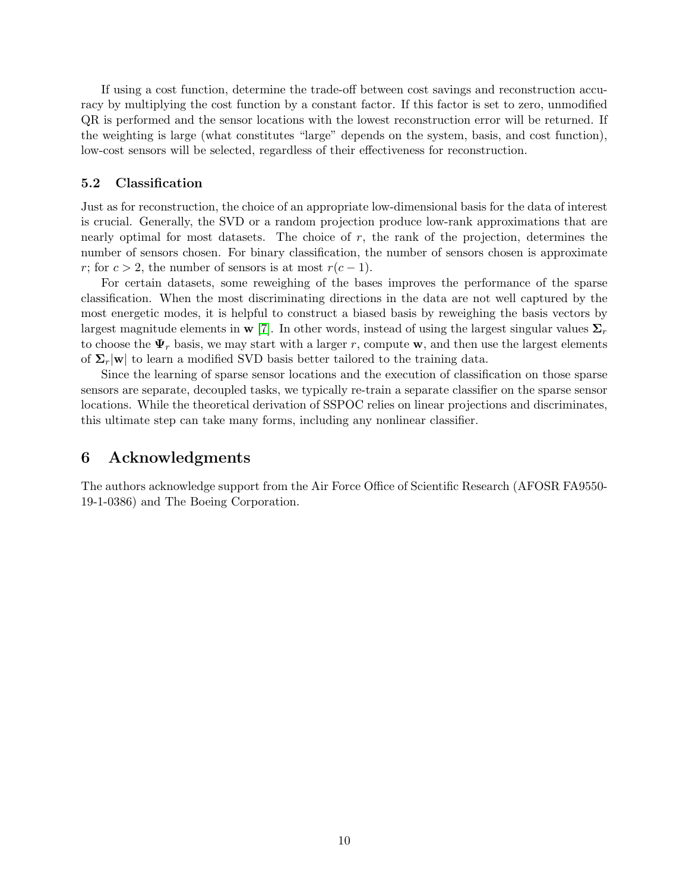If using a cost function, determine the trade-off between cost savings and reconstruction accuracy by multiplying the cost function by a constant factor. If this factor is set to zero, unmodified QR is performed and the sensor locations with the lowest reconstruction error will be returned. If the weighting is large (what constitutes "large" depends on the system, basis, and cost function), low-cost sensors will be selected, regardless of their effectiveness for reconstruction.

### 5.2 Classification

Just as for reconstruction, the choice of an appropriate low-dimensional basis for the data of interest is crucial. Generally, the SVD or a random projection produce low-rank approximations that are nearly optimal for most datasets. The choice of $r$, the rank of the projection, determines the number of sensors chosen. For binary classification, the number of sensors chosen is approximate $r$; for $c > 2$, the number of sensors is at most $r(c-1)$.

For certain datasets, some reweighing of the bases improves the performance of the sparse classification. When the most discriminating directions in the data are not well captured by the most energetic modes, it is helpful to construct a biased basis by reweighing the basis vectors by largest magnitude elements in $\mathbf{w}$ [7]. In other words, instead of using the largest singular values $\mathbf{\Sigma}_r$ to choose the $\mathbf{\Psi}_r$ basis, we may start with a larger $r$, compute $\mathbf{w}$, and then use the largest elements of $\mathbf{\Sigma}_r|\mathbf{w}|$ to learn a modified SVD basis better tailored to the training data.

Since the learning of sparse sensor locations and the execution of classification on those sparse sensors are separate, decoupled tasks, we typically re-train a separate classifier on the sparse sensor locations. While the theoretical derivation of SSPOC relies on linear projections and discriminates, this ultimate step can take many forms, including any nonlinear classifier.

## 6 Acknowledgments

The authors acknowledge support from the Air Force Office of Scientific Research (AFOSR FA9550-19-1-0386) and The Boeing Corporation.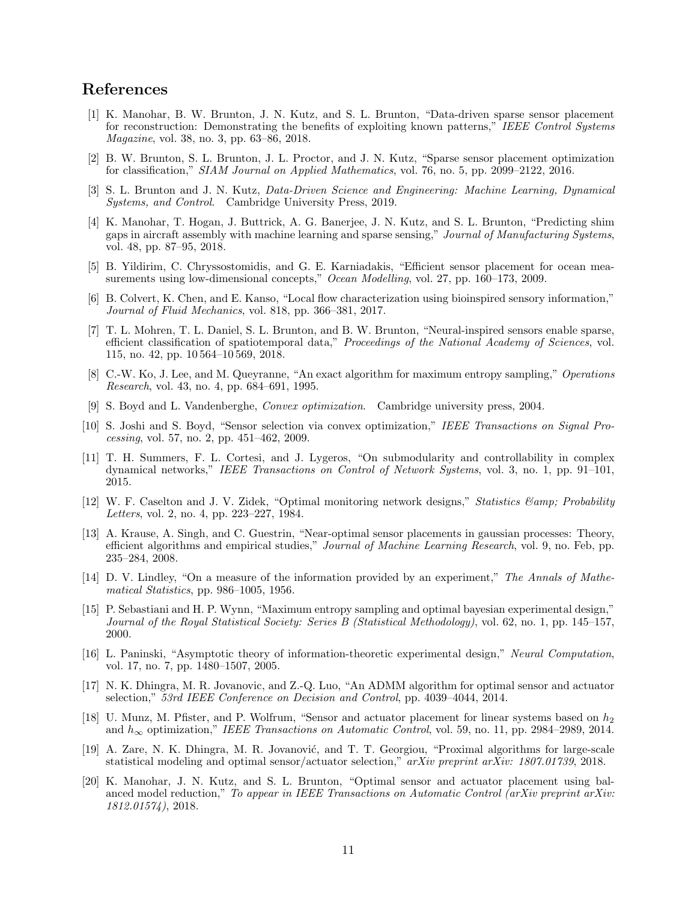## References

[1] K. Manohar, B. W. Brunton, J. N. Kutz, and S. L. Brunton, "Data-driven sparse sensor placement for reconstruction: Demonstrating the benefits of exploiting known patterns," *IEEE Control Systems Magazine*, vol. 38, no. 3, pp. 63–86, 2018.

[2] B. W. Brunton, S. L. Brunton, J. L. Proctor, and J. N. Kutz, "Sparse sensor placement optimization for classification," *SIAM Journal on Applied Mathematics*, vol. 76, no. 5, pp. 2099–2122, 2016.

[3] S. L. Brunton and J. N. Kutz, *Data-Driven Science and Engineering: Machine Learning, Dynamical Systems, and Control*. Cambridge University Press, 2019.

[4] K. Manohar, T. Hogan, J. Buttrick, A. G. Banerjee, J. N. Kutz, and S. L. Brunton, "Predicting shim gaps in aircraft assembly with machine learning and sparse sensing," *Journal of Manufacturing Systems*, vol. 48, pp. 87–95, 2018.

[5] B. Yildirim, C. Chryssostomidis, and G. E. Karniadakis, "Efficient sensor placement for ocean measurements using low-dimensional concepts," *Ocean Modelling*, vol. 27, pp. 160–173, 2009.

[6] B. Colvert, K. Chen, and E. Kanso, "Local flow characterization using bioinspired sensory information," *Journal of Fluid Mechanics*, vol. 818, pp. 366–381, 2017.

[7] T. L. Mohren, T. L. Daniel, S. L. Brunton, and B. W. Brunton, "Neural-inspired sensors enable sparse, efficient classification of spatiotemporal data," *Proceedings of the National Academy of Sciences*, vol. 115, no. 42, pp. 10 564–10 569, 2018.

[8] C.-W. Ko, J. Lee, and M. Queyranne, "An exact algorithm for maximum entropy sampling," *Operations Research*, vol. 43, no. 4, pp. 684–691, 1995.

[9] S. Boyd and L. Vandenberghe, *Convex optimization*. Cambridge university press, 2004.

[10] S. Joshi and S. Boyd, "Sensor selection via convex optimization," *IEEE Transactions on Signal Processing*, vol. 57, no. 2, pp. 451–462, 2009.

[11] T. H. Summers, F. L. Cortesi, and J. Lygeros, "On submodularity and controllability in complex dynamical networks," *IEEE Transactions on Control of Network Systems*, vol. 3, no. 1, pp. 91–101, 2015.

[12] W. F. Caselton and J. V. Zidek, "Optimal monitoring network designs," *Statistics &amp; Probability Letters*, vol. 2, no. 4, pp. 223–227, 1984.

[13] A. Krause, A. Singh, and C. Guestrin, "Near-optimal sensor placements in gaussian processes: Theory, efficient algorithms and empirical studies," *Journal of Machine Learning Research*, vol. 9, no. Feb, pp. 235–284, 2008.

[14] D. V. Lindley, "On a measure of the information provided by an experiment," *The Annals of Mathematical Statistics*, pp. 986–1005, 1956.

[15] P. Sebastiani and H. P. Wynn, "Maximum entropy sampling and optimal bayesian experimental design," *Journal of the Royal Statistical Society: Series B (Statistical Methodology)*, vol. 62, no. 1, pp. 145–157, 2000.

[16] L. Paninski, "Asymptotic theory of information-theoretic experimental design," *Neural Computation*, vol. 17, no. 7, pp. 1480–1507, 2005.

[17] N. K. Dhingra, M. R. Jovanovic, and Z.-Q. Luo, "An ADMM algorithm for optimal sensor and actuator selection," *53rd IEEE Conference on Decision and Control*, pp. 4039–4044, 2014.

[18] U. Munz, M. Pfister, and P. Wolfrum, "Sensor and actuator placement for linear systems based on $h_2$ and $h_\infty$ optimization," *IEEE Transactions on Automatic Control*, vol. 59, no. 11, pp. 2984–2989, 2014.

[19] A. Zare, N. K. Dhingra, M. R. Jovanović, and T. T. Georgiou, "Proximal algorithms for large-scale statistical modeling and optimal sensor/actuator selection," *arXiv preprint arXiv: 1807.01739*, 2018.

[20] K. Manohar, J. N. Kutz, and S. L. Brunton, "Optimal sensor and actuator placement using balanced model reduction," *To appear in IEEE Transactions on Automatic Control (arXiv preprint arXiv: 1812.01574)*, 2018.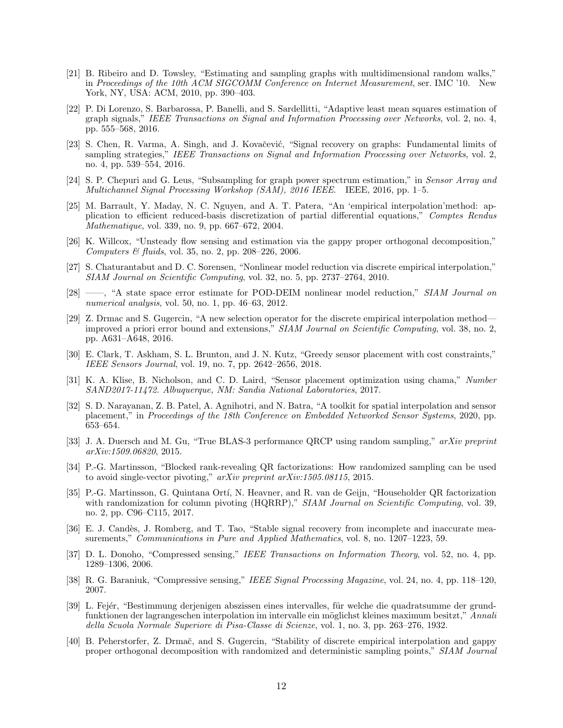[21] B. Ribeiro and D. Towsley, "Estimating and sampling graphs with multidimensional random walks," in *Proceedings of the 10th ACM SIGCOMM Conference on Internet Measurement*, ser. IMC '10. New York, NY, USA: ACM, 2010, pp. 390–403.

[22] P. Di Lorenzo, S. Barbarossa, P. Banelli, and S. Sardellitti, "Adaptive least mean squares estimation of graph signals," *IEEE Transactions on Signal and Information Processing over Networks*, vol. 2, no. 4, pp. 555–568, 2016.

[23] S. Chen, R. Varma, A. Singh, and J. Kovačević, "Signal recovery on graphs: Fundamental limits of sampling strategies," *IEEE Transactions on Signal and Information Processing over Networks*, vol. 2, no. 4, pp. 539–554, 2016.

[24] S. P. Chepuri and G. Leus, "Subsampling for graph power spectrum estimation," in *Sensor Array and Multichannel Signal Processing Workshop (SAM), 2016 IEEE*. IEEE, 2016, pp. 1–5.

[25] M. Barrault, Y. Maday, N. C. Nguyen, and A. T. Patera, "An 'empirical interpolation'method: application to efficient reduced-basis discretization of partial differential equations," *Comptes Rendus Mathematique*, vol. 339, no. 9, pp. 667–672, 2004.

[26] K. Willcox, "Unsteady flow sensing and estimation via the gappy proper orthogonal decomposition," *Computers & fluids*, vol. 35, no. 2, pp. 208–226, 2006.

[27] S. Chaturantabut and D. C. Sorensen, "Nonlinear model reduction via discrete empirical interpolation," *SIAM Journal on Scientific Computing*, vol. 32, no. 5, pp. 2737–2764, 2010.

[28] ——, "A state space error estimate for POD-DEIM nonlinear model reduction," *SIAM Journal on numerical analysis*, vol. 50, no. 1, pp. 46–63, 2012.

[29] Z. Drmac and S. Gugercin, "A new selection operator for the discrete empirical interpolation method—improved a priori error bound and extensions," *SIAM Journal on Scientific Computing*, vol. 38, no. 2, pp. A631–A648, 2016.

[30] E. Clark, T. Askham, S. L. Brunton, and J. N. Kutz, "Greedy sensor placement with cost constraints," *IEEE Sensors Journal*, vol. 19, no. 7, pp. 2642–2656, 2018.

[31] K. A. Klise, B. Nicholson, and C. D. Laird, "Sensor placement optimization using chama," *Number SAND2017-11472. Albuquerque, NM: Sandia National Laboratories*, 2017.

[32] S. D. Narayanan, Z. B. Patel, A. Agnihotri, and N. Batra, "A toolkit for spatial interpolation and sensor placement," in *Proceedings of the 18th Conference on Embedded Networked Sensor Systems*, 2020, pp. 653–654.

[33] J. A. Duersch and M. Gu, "True BLAS-3 performance QRCP using random sampling," *arXiv preprint arXiv:1509.06820*, 2015.

[34] P.-G. Martinsson, "Blocked rank-revealing QR factorizations: How randomized sampling can be used to avoid single-vector pivoting," *arXiv preprint arXiv:1505.08115*, 2015.

[35] P.-G. Martinsson, G. Quintana Ortí, N. Heavner, and R. van de Geijn, "Householder QR factorization with randomization for column pivoting (HQRRP)," *SIAM Journal on Scientific Computing*, vol. 39, no. 2, pp. C96–C115, 2017.

[36] E. J. Candès, J. Romberg, and T. Tao, "Stable signal recovery from incomplete and inaccurate measurements," *Communications in Pure and Applied Mathematics*, vol. 8, no. 1207–1223, 59.

[37] D. L. Donoho, "Compressed sensing," *IEEE Transactions on Information Theory*, vol. 52, no. 4, pp. 1289–1306, 2006.

[38] R. G. Baraniuk, "Compressive sensing," *IEEE Signal Processing Magazine*, vol. 24, no. 4, pp. 118–120, 2007.

[39] L. Fejér, "Bestimmung derjenigen abszissen eines intervalles, für welche die quadratsumme der grundfunktionen der lagrangeschen interpolation im intervalle ein möglichst kleines maximum besitzt," *Annali della Scuola Normale Superiore di Pisa-Classe di Scienze*, vol. 1, no. 3, pp. 263–276, 1932.

[40] B. Peherstorfer, Z. Drmač, and S. Gugercin, "Stability of discrete empirical interpolation and gappy proper orthogonal decomposition with randomized and deterministic sampling points," *SIAM Journal*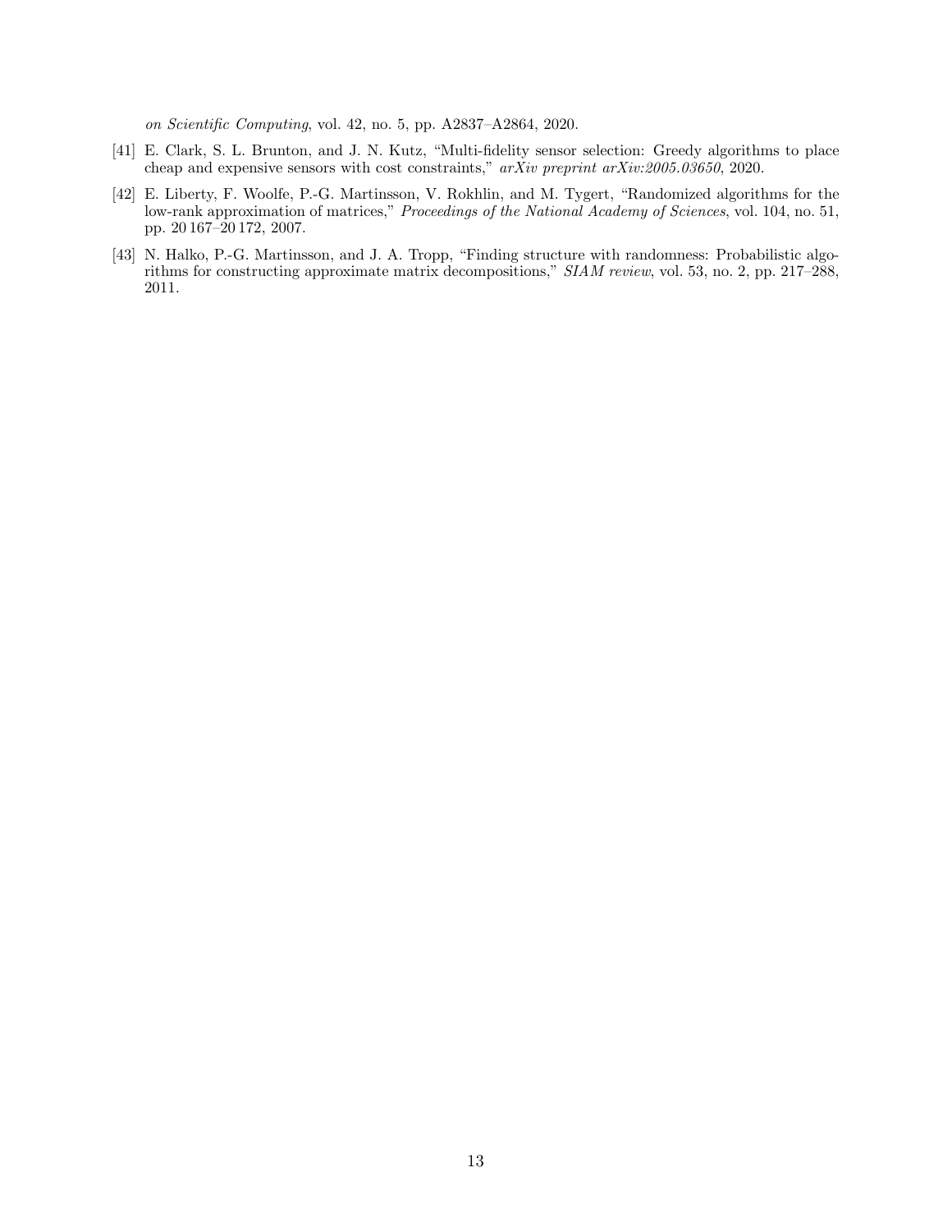*on Scientific Computing*, vol. 42, no. 5, pp. A2837–A2864, 2020.

[41] E. Clark, S. L. Brunton, and J. N. Kutz, "Multi-fidelity sensor selection: Greedy algorithms to place cheap and expensive sensors with cost constraints," *arXiv preprint arXiv:2005.03650*, 2020.

[42] E. Liberty, F. Woolfe, P.-G. Martinsson, V. Rokhlin, and M. Tygert, "Randomized algorithms for the low-rank approximation of matrices," *Proceedings of the National Academy of Sciences*, vol. 104, no. 51, pp. 20 167–20 172, 2007.

[43] N. Halko, P.-G. Martinsson, and J. A. Tropp, "Finding structure with randomness: Probabilistic algorithms for constructing approximate matrix decompositions," *SIAM review*, vol. 53, no. 2, pp. 217–288, 2011.